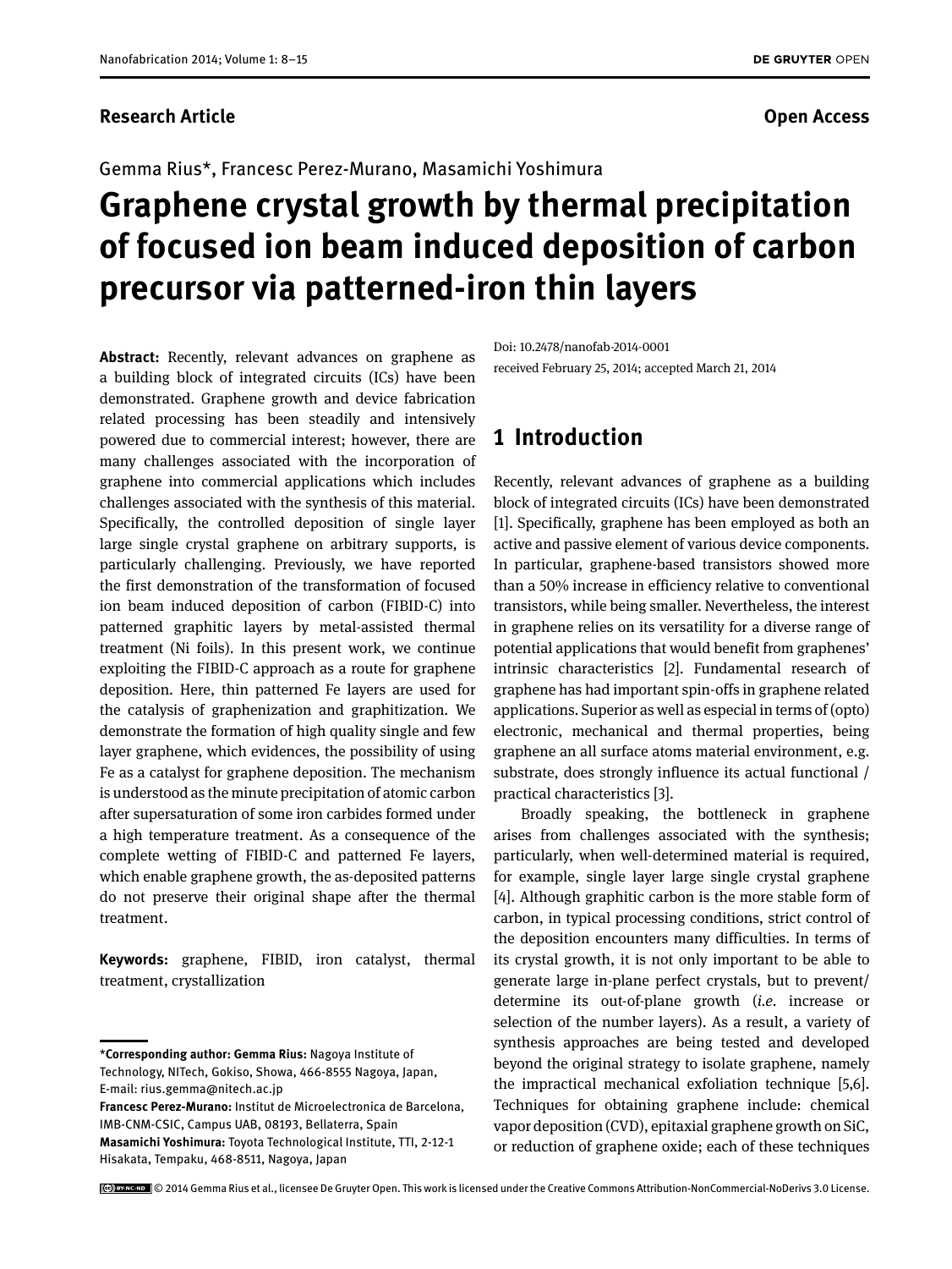**Research Article** **Open Access**

Gemma Rius*, Francesc Perez-Murano, Masamichi Yoshimura

# Graphene crystal growth by thermal precipitation of focused ion beam induced deposition of carbon precursor via patterned-iron thin layers

**Abstract:** Recently, relevant advances on graphene as a building block of integrated circuits (ICs) have been demonstrated. Graphene growth and device fabrication related processing has been steadily and intensively powered due to commercial interest; however, there are many challenges associated with the incorporation of graphene into commercial applications which includes challenges associated with the synthesis of this material. Specifically, the controlled deposition of single layer large single crystal graphene on arbitrary supports, is particularly challenging. Previously, we have reported the first demonstration of the transformation of focused ion beam induced deposition of carbon (FIBID-C) into patterned graphitic layers by metal-assisted thermal treatment (Ni foils). In this present work, we continue exploiting the FIBID-C approach as a route for graphene deposition. Here, thin patterned Fe layers are used for the catalysis of graphenization and graphitization. We demonstrate the formation of high quality single and few layer graphene, which evidences, the possibility of using Fe as a catalyst for graphene deposition. The mechanism is understood as the minute precipitation of atomic carbon after supersaturation of some iron carbides formed under a high temperature treatment. As a consequence of the complete wetting of FIBID-C and patterned Fe layers, which enable graphene growth, the as-deposited patterns do not preserve their original shape after the thermal treatment.

**Keywords:** graphene, FIBID, iron catalyst, thermal treatment, crystallization

---

***Corresponding author: Gemma Rius:** Nagoya Institute of Technology, NITech, Gokiso, Showa, 466-8555 Nagoya, Japan, E-mail: rius.gemma@nitech.ac.jp

**Francesc Perez-Murano:** Institut de Microelectronica de Barcelona, IMB-CNM-CSIC, Campus UAB, 08193, Bellaterra, Spain

**Masamichi Yoshimura:** Toyota Technological Institute, TTI, 2-12-1 Hisakata, Tempaku, 468-8511, Nagoya, Japan

Doi: 10.2478/nanofab-2014-0001

received February 25, 2014; accepted March 21, 2014

## 1 Introduction

Recently, relevant advances of graphene as a building block of integrated circuits (ICs) have been demonstrated [1]. Specifically, graphene has been employed as both an active and passive element of various device components. In particular, graphene-based transistors showed more than a 50% increase in efficiency relative to conventional transistors, while being smaller. Nevertheless, the interest in graphene relies on its versatility for a diverse range of potential applications that would benefit from graphenes' intrinsic characteristics [2]. Fundamental research of graphene has had important spin-offs in graphene related applications. Superior as well as especial in terms of (opto) electronic, mechanical and thermal properties, being graphene an all surface atoms material environment, e.g. substrate, does strongly influence its actual functional / practical characteristics [3].

Broadly speaking, the bottleneck in graphene arises from challenges associated with the synthesis; particularly, when well-determined material is required, for example, single layer large single crystal graphene [4]. Although graphitic carbon is the more stable form of carbon, in typical processing conditions, strict control of the deposition encounters many difficulties. In terms of its crystal growth, it is not only important to be able to generate large in-plane perfect crystals, but to prevent/ determine its out-of-plane growth (*i.e.* increase or selection of the number layers). As a result, a variety of synthesis approaches are being tested and developed beyond the original strategy to isolate graphene, namely the impractical mechanical exfoliation technique [5,6]. Techniques for obtaining graphene include: chemical vapor deposition (CVD), epitaxial graphene growth on SiC, or reduction of graphene oxide; each of these techniques

© 2014 Gemma Rius et al., licensee De Gruyter Open. This work is licensed under the Creative Commons Attribution-NonCommercial-NoDerivs 3.0 License.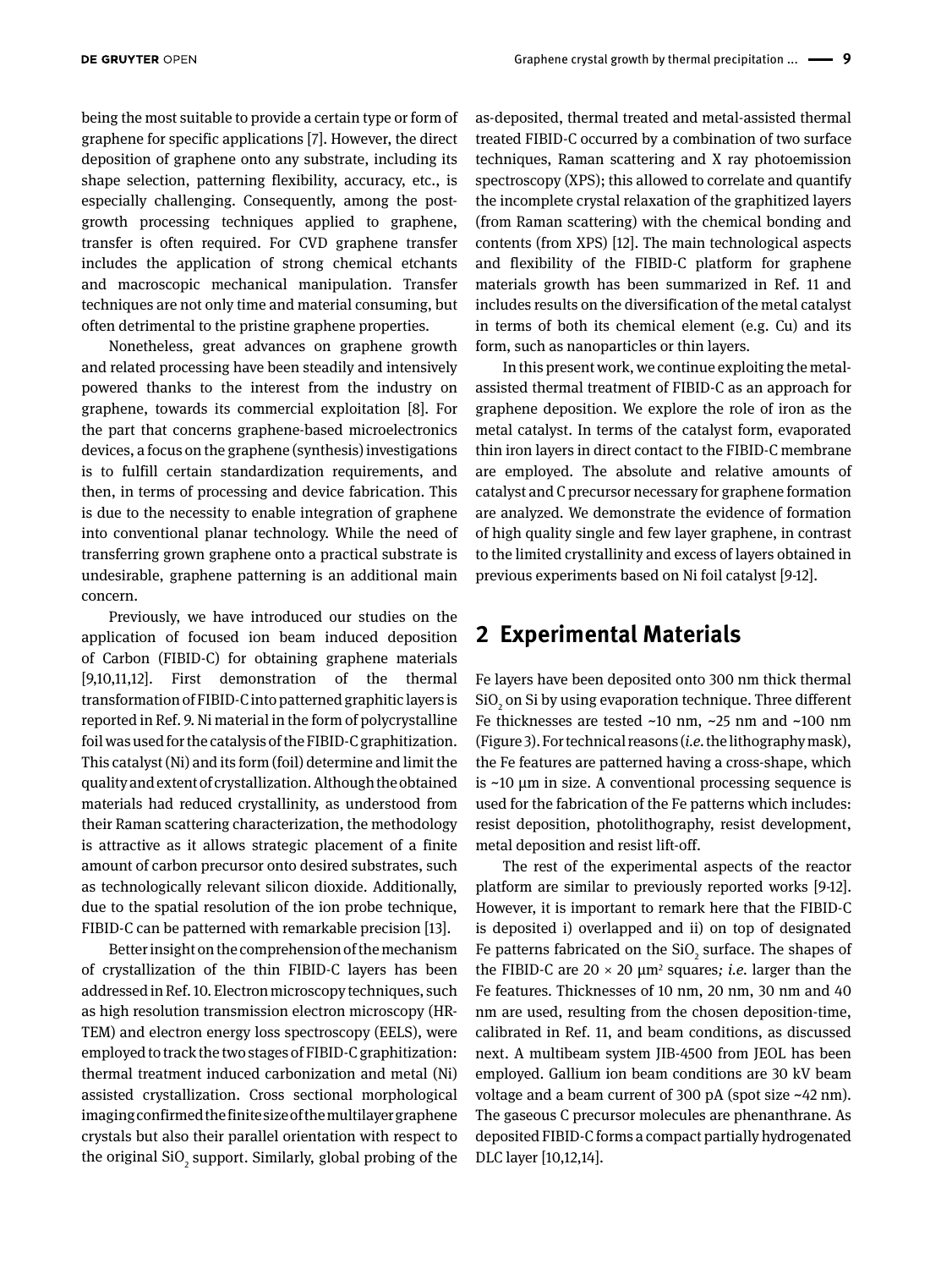being the most suitable to provide a certain type or form of graphene for specific applications [7]. However, the direct deposition of graphene onto any substrate, including its shape selection, patterning flexibility, accuracy, etc., is especially challenging. Consequently, among the post-growth processing techniques applied to graphene, transfer is often required. For CVD graphene transfer includes the application of strong chemical etchants and macroscopic mechanical manipulation. Transfer techniques are not only time and material consuming, but often detrimental to the pristine graphene properties.

Nonetheless, great advances on graphene growth and related processing have been steadily and intensively powered thanks to the interest from the industry on graphene, towards its commercial exploitation [8]. For the part that concerns graphene-based microelectronics devices, a focus on the graphene (synthesis) investigations is to fulfill certain standardization requirements, and then, in terms of processing and device fabrication. This is due to the necessity to enable integration of graphene into conventional planar technology. While the need of transferring grown graphene onto a practical substrate is undesirable, graphene patterning is an additional main concern.

Previously, we have introduced our studies on the application of focused ion beam induced deposition of Carbon (FIBID-C) for obtaining graphene materials [9,10,11,12]. First demonstration of the thermal transformation of FIBID-C into patterned graphitic layers is reported in Ref. 9. Ni material in the form of polycrystalline foil was used for the catalysis of the FIBID-C graphitization. This catalyst (Ni) and its form (foil) determine and limit the quality and extent of crystallization. Although the obtained materials had reduced crystallinity, as understood from their Raman scattering characterization, the methodology is attractive as it allows strategic placement of a finite amount of carbon precursor onto desired substrates, such as technologically relevant silicon dioxide. Additionally, due to the spatial resolution of the ion probe technique, FIBID-C can be patterned with remarkable precision [13].

Better insight on the comprehension of the mechanism of crystallization of the thin FIBID-C layers has been addressed in Ref. 10. Electron microscopy techniques, such as high resolution transmission electron microscopy (HR-TEM) and electron energy loss spectroscopy (EELS), were employed to track the two stages of FIBID-C graphitization: thermal treatment induced carbonization and metal (Ni) assisted crystallization. Cross sectional morphological imaging confirmed the finite size of the multilayer graphene crystals but also their parallel orientation with respect to the original $SiO_2$ support. Similarly, global probing of the as-deposited, thermal treated and metal-assisted thermal treated FIBID-C occurred by a combination of two surface techniques, Raman scattering and X ray photoemission spectroscopy (XPS); this allowed to correlate and quantify the incomplete crystal relaxation of the graphitized layers (from Raman scattering) with the chemical bonding and contents (from XPS) [12]. The main technological aspects and flexibility of the FIBID-C platform for graphene materials growth has been summarized in Ref. 11 and includes results on the diversification of the metal catalyst in terms of both its chemical element (e.g. Cu) and its form, such as nanoparticles or thin layers.

In this present work, we continue exploiting the metal-assisted thermal treatment of FIBID-C as an approach for graphene deposition. We explore the role of iron as the metal catalyst. In terms of the catalyst form, evaporated thin iron layers in direct contact to the FIBID-C membrane are employed. The absolute and relative amounts of catalyst and C precursor necessary for graphene formation are analyzed. We demonstrate the evidence of formation of high quality single and few layer graphene, in contrast to the limited crystallinity and excess of layers obtained in previous experiments based on Ni foil catalyst [9-12].

## 2 Experimental Materials

Fe layers have been deposited onto 300 nm thick thermal $SiO_2$ on Si by using evaporation technique. Three different Fe thicknesses are tested ~10 nm, ~25 nm and ~100 nm (Figure 3). For technical reasons (*i.e.* the lithography mask), the Fe features are patterned having a cross-shape, which is ~10 µm in size. A conventional processing sequence is used for the fabrication of the Fe patterns which includes: resist deposition, photolithography, resist development, metal deposition and resist lift-off.

The rest of the experimental aspects of the reactor platform are similar to previously reported works [9-12]. However, it is important to remark here that the FIBID-C is deposited i) overlapped and ii) on top of designated Fe patterns fabricated on the $SiO_2$ surface. The shapes of the FIBID-C are 20 × 20 µm² squares*; i.e.* larger than the Fe features. Thicknesses of 10 nm, 20 nm, 30 nm and 40 nm are used, resulting from the chosen deposition-time, calibrated in Ref. 11, and beam conditions, as discussed next. A multibeam system JIB-4500 from JEOL has been employed. Gallium ion beam conditions are 30 kV beam voltage and a beam current of 300 pA (spot size ~42 nm). The gaseous C precursor molecules are phenanthrane. As deposited FIBID-C forms a compact partially hydrogenated DLC layer [10,12,14].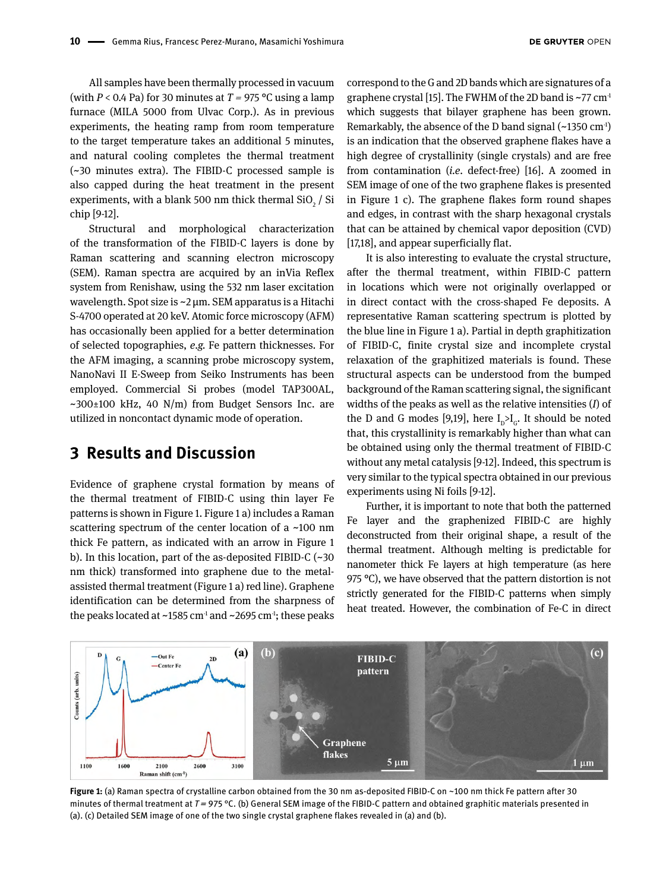All samples have been thermally processed in vacuum (with $P < 0.4$ Pa) for 30 minutes at $T = 975$ °C using a lamp furnace (MILA 5000 from Ulvac Corp.). As in previous experiments, the heating ramp from room temperature to the target temperature takes an additional 5 minutes, and natural cooling completes the thermal treatment (~30 minutes extra). The FIBID-C processed sample is also capped during the heat treatment in the present experiments, with a blank 500 nm thick thermal $SiO_2$ / Si chip [9-12].

Structural and morphological characterization of the transformation of the FIBID-C layers is done by Raman scattering and scanning electron microscopy (SEM). Raman spectra are acquired by an inVia Reflex system from Renishaw, using the 532 nm laser excitation wavelength. Spot size is ~2 µm. SEM apparatus is a Hitachi S-4700 operated at 20 keV. Atomic force microscopy (AFM) has occasionally been applied for a better determination of selected topographies, *e.g.* Fe pattern thicknesses. For the AFM imaging, a scanning probe microscopy system, NanoNavi II E-Sweep from Seiko Instruments has been employed. Commercial Si probes (model TAP300AL, ~300±100 kHz, 40 N/m) from Budget Sensors Inc. are utilized in noncontact dynamic mode of operation.

## 3 Results and Discussion

Evidence of graphene crystal formation by means of the thermal treatment of FIBID-C using thin layer Fe patterns is shown in Figure 1. Figure 1 a) includes a Raman scattering spectrum of the center location of a ~100 nm thick Fe pattern, as indicated with an arrow in Figure 1 b). In this location, part of the as-deposited FIBID-C (~30 nm thick) transformed into graphene due to the metal-assisted thermal treatment (Figure 1 a) red line). Graphene identification can be determined from the sharpness of the peaks located at ~1585 cm$^{-1}$ and ~2695 cm$^{-1}$; these peaks correspond to the G and 2D bands which are signatures of a graphene crystal [15]. The FWHM of the 2D band is ~77 cm$^{-1}$ which suggests that bilayer graphene has been grown. Remarkably, the absence of the D band signal (~1350 cm$^{-1}$) is an indication that the observed graphene flakes have a high degree of crystallinity (single crystals) and are free from contamination (*i.e.* defect-free) [16]. A zoomed in SEM image of one of the two graphene flakes is presented in Figure 1 c). The graphene flakes form round shapes and edges, in contrast with the sharp hexagonal crystals that can be attained by chemical vapor deposition (CVD) [17,18], and appear superficially flat.

It is also interesting to evaluate the crystal structure, after the thermal treatment, within FIBID-C pattern in locations which were not originally overlapped or in direct contact with the cross-shaped Fe deposits. A representative Raman scattering spectrum is plotted by the blue line in Figure 1 a). Partial in depth graphitization of FIBID-C, finite crystal size and incomplete crystal relaxation of the graphitized materials is found. These structural aspects can be understood from the bumped background of the Raman scattering signal, the significant widths of the peaks as well as the relative intensities ($I$) of the D and G modes [9,19], here $I_D > I_G$. It should be noted that, this crystallinity is remarkably higher than what can be obtained using only the thermal treatment of FIBID-C without any metal catalysis [9-12]. Indeed, this spectrum is very similar to the typical spectra obtained in our previous experiments using Ni foils [9-12].

Further, it is important to note that both the patterned Fe layer and the graphenized FIBID-C are highly deconstructed from their original shape, as a result of the thermal treatment. Although melting is predictable for nanometer thick Fe layers at high temperature (as here 975 °C), we have observed that the pattern distortion is not strictly generated for the FIBID-C patterns when simply heat treated. However, the combination of Fe-C in direct

**Figure 1:** (a) Raman spectra of crystalline carbon obtained from the 30 nm as-deposited FIBID-C on ~100 nm thick Fe pattern after 30 minutes of thermal treatment at $T = 975$ °C. (b) General SEM image of the FIBID-C pattern and obtained graphitic materials presented in (a). (c) Detailed SEM image of one of the two single crystal graphene flakes revealed in (a) and (b).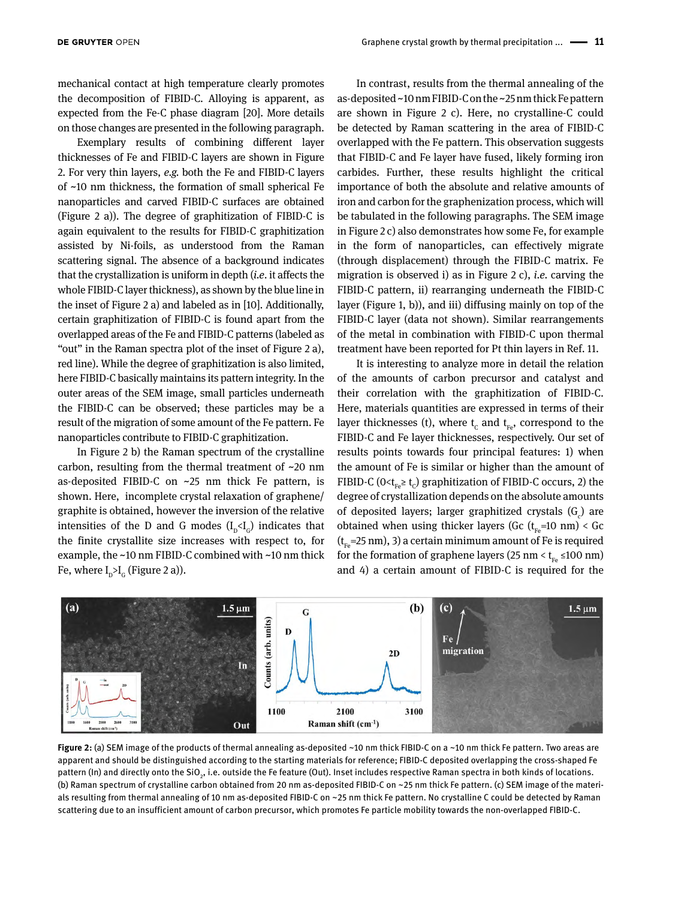mechanical contact at high temperature clearly promotes the decomposition of FIBID-C. Alloying is apparent, as expected from the Fe-C phase diagram [20]. More details on those changes are presented in the following paragraph.

Exemplary results of combining different layer thicknesses of Fe and FIBID-C layers are shown in Figure 2. For very thin layers, *e.g.* both the Fe and FIBID-C layers of ~10 nm thickness, the formation of small spherical Fe nanoparticles and carved FIBID-C surfaces are obtained (Figure 2 a)). The degree of graphitization of FIBID-C is again equivalent to the results for FIBID-C graphitization assisted by Ni-foils, as understood from the Raman scattering signal. The absence of a background indicates that the crystallization is uniform in depth (*i.e.* it affects the whole FIBID-C layer thickness), as shown by the blue line in the inset of Figure 2 a) and labeled as in [10]. Additionally, certain graphitization of FIBID-C is found apart from the overlapped areas of the Fe and FIBID-C patterns (labeled as "out" in the Raman spectra plot of the inset of Figure 2 a), red line). While the degree of graphitization is also limited, here FIBID-C basically maintains its pattern integrity. In the outer areas of the SEM image, small particles underneath the FIBID-C can be observed; these particles may be a result of the migration of some amount of the Fe pattern. Fe nanoparticles contribute to FIBID-C graphitization.

In Figure 2 b) the Raman spectrum of the crystalline carbon, resulting from the thermal treatment of ~20 nm as-deposited FIBID-C on ~25 nm thick Fe pattern, is shown. Here, incomplete crystal relaxation of graphene/graphite is obtained, however the inversion of the relative intensities of the D and G modes ($I_D$<$I_G$) indicates that the finite crystallite size increases with respect to, for example, the ~10 nm FIBID-C combined with ~10 nm thick Fe, where $I_D$>$I_G$ (Figure 2 a)).

In contrast, results from the thermal annealing of the as-deposited ~10 nm FIBID-C on the ~25 nm thick Fe pattern are shown in Figure 2 c). Here, no crystalline-C could be detected by Raman scattering in the area of FIBID-C overlapped with the Fe pattern. This observation suggests that FIBID-C and Fe layer have fused, likely forming iron carbides. Further, these results highlight the critical importance of both the absolute and relative amounts of iron and carbon for the graphenization process, which will be tabulated in the following paragraphs. The SEM image in Figure 2 c) also demonstrates how some Fe, for example in the form of nanoparticles, can effectively migrate (through displacement) through the FIBID-C matrix. Fe migration is observed i) as in Figure 2 c), *i.e.* carving the FIBID-C pattern, ii) rearranging underneath the FIBID-C layer (Figure 1, b)), and iii) diffusing mainly on top of the FIBID-C layer (data not shown). Similar rearrangements of the metal in combination with FIBID-C upon thermal treatment have been reported for Pt thin layers in Ref. 11.

It is interesting to analyze more in detail the relation of the amounts of carbon precursor and catalyst and their correlation with the graphitization of FIBID-C. Here, materials quantities are expressed in terms of their layer thicknesses (t), where $t_C$ and $t_{Fe}$, correspond to the FIBID-C and Fe layer thicknesses, respectively. Our set of results points towards four principal features: 1) when the amount of Fe is similar or higher than the amount of FIBID-C ($0<t_{Fe}\geq t_C$) graphitization of FIBID-C occurs, 2) the degree of crystallization depends on the absolute amounts of deposited layers; larger graphitized crystals ($G_c$) are obtained when using thicker layers (Gc ($t_{Fe}$=10 nm) < Gc ($t_{Fe}$=25 nm), 3) a certain minimum amount of Fe is required for the formation of graphene layers (25 nm < $t_{Fe}$ ≤100 nm) and 4) a certain amount of FIBID-C is required for the

**Figure 2:** (a) SEM image of the products of thermal annealing as-deposited ~10 nm thick FIBID-C on a ~10 nm thick Fe pattern. Two areas are apparent and should be distinguished according to the starting materials for reference; FIBID-C deposited overlapping the cross-shaped Fe pattern (In) and directly onto the $SiO_2$, i.e. outside the Fe feature (Out). Inset includes respective Raman spectra in both kinds of locations. (b) Raman spectrum of crystalline carbon obtained from 20 nm as-deposited FIBID-C on ~25 nm thick Fe pattern. (c) SEM image of the materials resulting from thermal annealing of 10 nm as-deposited FIBID-C on ~25 nm thick Fe pattern. No crystalline C could be detected by Raman scattering due to an insufficient amount of carbon precursor, which promotes Fe particle mobility towards the non-overlapped FIBID-C.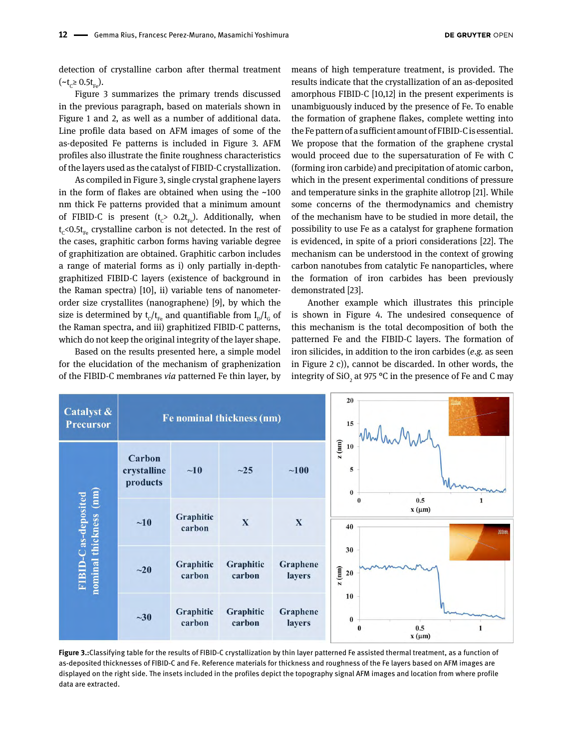detection of crystalline carbon after thermal treatment ($\sim t_C \geq 0.5 t_{Fe}$).

Figure 3 summarizes the primary trends discussed in the previous paragraph, based on materials shown in Figure 1 and 2, as well as a number of additional data. Line profile data based on AFM images of some of the as-deposited Fe patterns is included in Figure 3. AFM profiles also illustrate the finite roughness characteristics of the layers used as the catalyst of FIBID-C crystallization.

As compiled in Figure 3, single crystal graphene layers in the form of flakes are obtained when using the ~100 nm thick Fe patterns provided that a minimum amount of FIBID-C is present ($t_C > 0.2 t_{Fe}$). Additionally, when $t_C < 0.5 t_{Fe}$ crystalline carbon is not detected. In the rest of the cases, graphitic carbon forms having variable degree of graphitization are obtained. Graphitic carbon includes a range of material forms as i) only partially in-depth-graphitized FIBID-C layers (existence of background in the Raman spectra) [10], ii) variable tens of nanometer-order size crystallites (nanographene) [9], by which the size is determined by $t_C/t_{Fe}$ and quantifiable from $I_D/I_G$ of the Raman spectra, and iii) graphitized FIBID-C patterns, which do not keep the original integrity of the layer shape.

Based on the results presented here, a simple model for the elucidation of the mechanism of graphenization of the FIBID-C membranes *via* patterned Fe thin layer, by means of high temperature treatment, is provided. The results indicate that the crystallization of an as-deposited amorphous FIBID-C [10,12] in the present experiments is unambiguously induced by the presence of Fe. To enable the formation of graphene flakes, complete wetting into the Fe pattern of a sufficient amount of FIBID-C is essential. We propose that the formation of the graphene crystal would proceed due to the supersaturation of Fe with C (forming iron carbide) and precipitation of atomic carbon, which in the present experimental conditions of pressure and temperature sinks in the graphite allotrop [21]. While some concerns of the thermodynamics and chemistry of the mechanism have to be studied in more detail, the possibility to use Fe as a catalyst for graphene formation is evidenced, in spite of a priori considerations [22]. The mechanism can be understood in the context of growing carbon nanotubes from catalytic Fe nanoparticles, where the formation of iron carbides has been previously demonstrated [23].

Another example which illustrates this principle is shown in Figure 4. The undesired consequence of this mechanism is the total decomposition of both the patterned Fe and the FIBID-C layers. The formation of iron silicides, in addition to the iron carbides (*e.g.* as seen in Figure 2 c)), cannot be discarded. In other words, the integrity of $SiO_2$ at 975 °C in the presence of Fe and C may

| Catalyst & Precursor | | Fe nominal thickness (nm) | | |
|---|---|---|---|---|
| FIBID-C as-deposited nominal thickness (nm) | Carbon crystalline products | ~10 | ~25 | ~100 |
| | ~10 | Graphitic carbon | X | X |
| | ~20 | Graphitic carbon | Graphitic carbon | Graphene layers |
| | ~30 | Graphitic carbon | Graphitic carbon | Graphene layers |

**Figure 3.**:Classifying table for the results of FIBID-C crystallization by thin layer patterned Fe assisted thermal treatment, as a function of as-deposited thicknesses of FIBID-C and Fe. Reference materials for thickness and roughness of the Fe layers based on AFM images are displayed on the right side. The insets included in the profiles depict the topography signal AFM images and location from where profile data are extracted.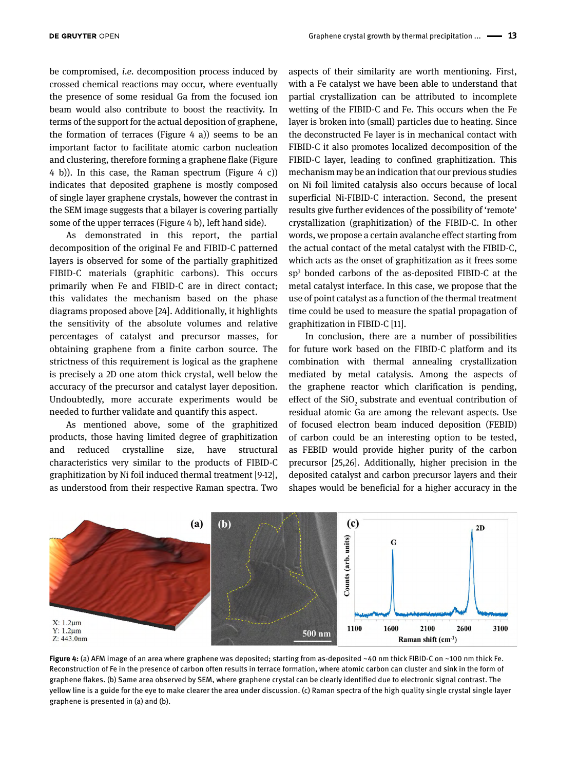be compromised, *i.e.* decomposition process induced by crossed chemical reactions may occur, where eventually the presence of some residual Ga from the focused ion beam would also contribute to boost the reactivity. In terms of the support for the actual deposition of graphene, the formation of terraces (Figure 4 a)) seems to be an important factor to facilitate atomic carbon nucleation and clustering, therefore forming a graphene flake (Figure 4 b)). In this case, the Raman spectrum (Figure 4 c)) indicates that deposited graphene is mostly composed of single layer graphene crystals, however the contrast in the SEM image suggests that a bilayer is covering partially some of the upper terraces (Figure 4 b), left hand side).

As demonstrated in this report, the partial decomposition of the original Fe and FIBID-C patterned layers is observed for some of the partially graphitized FIBID-C materials (graphitic carbons). This occurs primarily when Fe and FIBID-C are in direct contact; this validates the mechanism based on the phase diagrams proposed above [24]. Additionally, it highlights the sensitivity of the absolute volumes and relative percentages of catalyst and precursor masses, for obtaining graphene from a finite carbon source. The strictness of this requirement is logical as the graphene is precisely a 2D one atom thick crystal, well below the accuracy of the precursor and catalyst layer deposition. Undoubtedly, more accurate experiments would be needed to further validate and quantify this aspect.

As mentioned above, some of the graphitized products, those having limited degree of graphitization and reduced crystalline size, have structural characteristics very similar to the products of FIBID-C graphitization by Ni foil induced thermal treatment [9-12], as understood from their respective Raman spectra. Two aspects of their similarity are worth mentioning. First, with a Fe catalyst we have been able to understand that partial crystallization can be attributed to incomplete wetting of the FIBID-C and Fe. This occurs when the Fe layer is broken into (small) particles due to heating. Since the deconstructed Fe layer is in mechanical contact with FIBID-C it also promotes localized decomposition of the FIBID-C layer, leading to confined graphitization. This mechanism may be an indication that our previous studies on Ni foil limited catalysis also occurs because of local superficial Ni-FIBID-C interaction. Second, the present results give further evidences of the possibility of 'remote' crystallization (graphitization) of the FIBID-C. In other words, we propose a certain avalanche effect starting from the actual contact of the metal catalyst with the FIBID-C, which acts as the onset of graphitization as it frees some $sp^3$ bonded carbons of the as-deposited FIBID-C at the metal catalyst interface. In this case, we propose that the use of point catalyst as a function of the thermal treatment time could be used to measure the spatial propagation of graphitization in FIBID-C [11].

In conclusion, there are a number of possibilities for future work based on the FIBID-C platform and its combination with thermal annealing crystallization mediated by metal catalysis. Among the aspects of the graphene reactor which clarification is pending, effect of the $SiO_2$ substrate and eventual contribution of residual atomic Ga are among the relevant aspects. Use of focused electron beam induced deposition (FEBID) of carbon could be an interesting option to be tested, as FEBID would provide higher purity of the carbon precursor [25,26]. Additionally, higher precision in the deposited catalyst and carbon precursor layers and their shapes would be beneficial for a higher accuracy in the

**Figure 4:** (a) AFM image of an area where graphene was deposited; starting from as-deposited ~40 nm thick FIBID-C on ~100 nm thick Fe. Reconstruction of Fe in the presence of carbon often results in terrace formation, where atomic carbon can cluster and sink in the form of graphene flakes. (b) Same area observed by SEM, where graphene crystal can be clearly identified due to electronic signal contrast. The yellow line is a guide for the eye to make clearer the area under discussion. (c) Raman spectra of the high quality single crystal single layer graphene is presented in (a) and (b).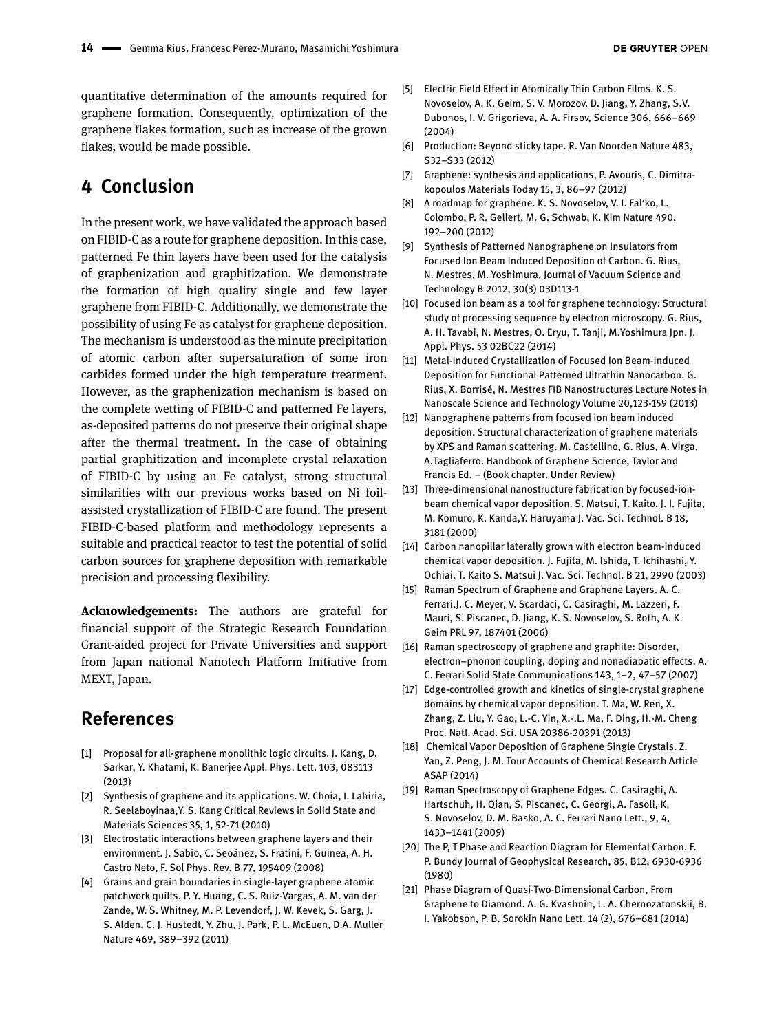quantitative determination of the amounts required for graphene formation. Consequently, optimization of the graphene flakes formation, such as increase of the grown flakes, would be made possible.

## 4 Conclusion

In the present work, we have validated the approach based on FIBID-C as a route for graphene deposition. In this case, patterned Fe thin layers have been used for the catalysis of graphenization and graphitization. We demonstrate the formation of high quality single and few layer graphene from FIBID-C. Additionally, we demonstrate the possibility of using Fe as catalyst for graphene deposition. The mechanism is understood as the minute precipitation of atomic carbon after supersaturation of some iron carbides formed under the high temperature treatment. However, as the graphenization mechanism is based on the complete wetting of FIBID-C and patterned Fe layers, as-deposited patterns do not preserve their original shape after the thermal treatment. In the case of obtaining partial graphitization and incomplete crystal relaxation of FIBID-C by using an Fe catalyst, strong structural similarities with our previous works based on Ni foil-assisted crystallization of FIBID-C are found. The present FIBID-C-based platform and methodology represents a suitable and practical reactor to test the potential of solid carbon sources for graphene deposition with remarkable precision and processing flexibility.

**Acknowledgements:** The authors are grateful for financial support of the Strategic Research Foundation Grant-aided project for Private Universities and support from Japan national Nanotech Platform Initiative from MEXT, Japan.

## References

[1] Proposal for all-graphene monolithic logic circuits. J. Kang, D. Sarkar, Y. Khatami, K. Banerjee Appl. Phys. Lett. 103, 083113 (2013)

[2] Synthesis of graphene and its applications. W. Choia, I. Lahiria, R. Seelaboyinaa,Y. S. Kang Critical Reviews in Solid State and Materials Sciences 35, 1, 52-71 (2010)

[3] Electrostatic interactions between graphene layers and their environment. J. Sabio, C. Seoánez, S. Fratini, F. Guinea, A. H. Castro Neto, F. Sol Phys. Rev. B 77, 195409 (2008)

[4] Grains and grain boundaries in single-layer graphene atomic patchwork quilts. P. Y. Huang, C. S. Ruiz-Vargas, A. M. van der Zande, W. S. Whitney, M. P. Levendorf, J. W. Kevek, S. Garg, J. S. Alden, C. J. Hustedt, Y. Zhu, J. Park, P. L. McEuen, D.A. Muller Nature 469, 389–392 (2011)

[5] Electric Field Effect in Atomically Thin Carbon Films. K. S. Novoselov, A. K. Geim, S. V. Morozov, D. Jiang, Y. Zhang, S.V. Dubonos, I. V. Grigorieva, A. A. Firsov, Science 306, 666–669 (2004)

[6] Production: Beyond sticky tape. R. Van Noorden Nature 483, S32–S33 (2012)

[7] Graphene: synthesis and applications, P. Avouris, C. Dimitrakopoulos Materials Today 15, 3, 86–97 (2012)

[8] A roadmap for graphene. K. S. Novoselov, V. I. Fal'ko, L. Colombo, P. R. Gellert, M. G. Schwab, K. Kim Nature 490, 192–200 (2012)

[9] Synthesis of Patterned Nanographene on Insulators from Focused Ion Beam Induced Deposition of Carbon. G. Rius, N. Mestres, M. Yoshimura, Journal of Vacuum Science and Technology B 2012, 30(3) 03D113-1

[10] Focused ion beam as a tool for graphene technology: Structural study of processing sequence by electron microscopy. G. Rius, A. H. Tavabi, N. Mestres, O. Eryu, T. Tanji, M.Yoshimura Jpn. J. Appl. Phys. 53 02BC22 (2014)

[11] Metal-Induced Crystallization of Focused Ion Beam-Induced Deposition for Functional Patterned Ultrathin Nanocarbon. G. Rius, X. Borrisé, N. Mestres FIB Nanostructures Lecture Notes in Nanoscale Science and Technology Volume 20,123-159 (2013)

[12] Nanographene patterns from focused ion beam induced deposition. Structural characterization of graphene materials by XPS and Raman scattering. M. Castellino, G. Rius, A. Virga, A.Tagliaferro. Handbook of Graphene Science, Taylor and Francis Ed. – (Book chapter. Under Review)

[13] Three-dimensional nanostructure fabrication by focused-ion-beam chemical vapor deposition. S. Matsui, T. Kaito, J. I. Fujita, M. Komuro, K. Kanda,Y. Haruyama J. Vac. Sci. Technol. B 18, 3181 (2000)

[14] Carbon nanopillar laterally grown with electron beam-induced chemical vapor deposition. J. Fujita, M. Ishida, T. Ichihashi, Y. Ochiai, T. Kaito S. Matsui J. Vac. Sci. Technol. B 21, 2990 (2003)

[15] Raman Spectrum of Graphene and Graphene Layers. A. C. Ferrari,J. C. Meyer, V. Scardaci, C. Casiraghi, M. Lazzeri, F. Mauri, S. Piscanec, D. Jiang, K. S. Novoselov, S. Roth, A. K. Geim PRL 97, 187401 (2006)

[16] Raman spectroscopy of graphene and graphite: Disorder, electron–phonon coupling, doping and nonadiabatic effects. A. C. Ferrari Solid State Communications 143, 1–2, 47–57 (2007)

[17] Edge-controlled growth and kinetics of single-crystal graphene domains by chemical vapor deposition. T. Ma, W. Ren, X. Zhang, Z. Liu, Y. Gao, L.-C. Yin, X.-.L. Ma, F. Ding, H.-M. Cheng Proc. Natl. Acad. Sci. USA 20386-20391 (2013)

[18] Chemical Vapor Deposition of Graphene Single Crystals. Z. Yan, Z. Peng, J. M. Tour Accounts of Chemical Research Article ASAP (2014)

[19] Raman Spectroscopy of Graphene Edges. C. Casiraghi, A. Hartschuh, H. Qian, S. Piscanec, C. Georgi, A. Fasoli, K. S. Novoselov, D. M. Basko, A. C. Ferrari Nano Lett., 9, 4, 1433–1441 (2009)

[20] The P, T Phase and Reaction Diagram for Elemental Carbon. F. P. Bundy Journal of Geophysical Research, 85, B12, 6930-6936 (1980)

[21] Phase Diagram of Quasi-Two-Dimensional Carbon, From Graphene to Diamond. A. G. Kvashnin, L. A. Chernozatonskii, B. I. Yakobson, P. B. Sorokin Nano Lett. 14 (2), 676–681 (2014)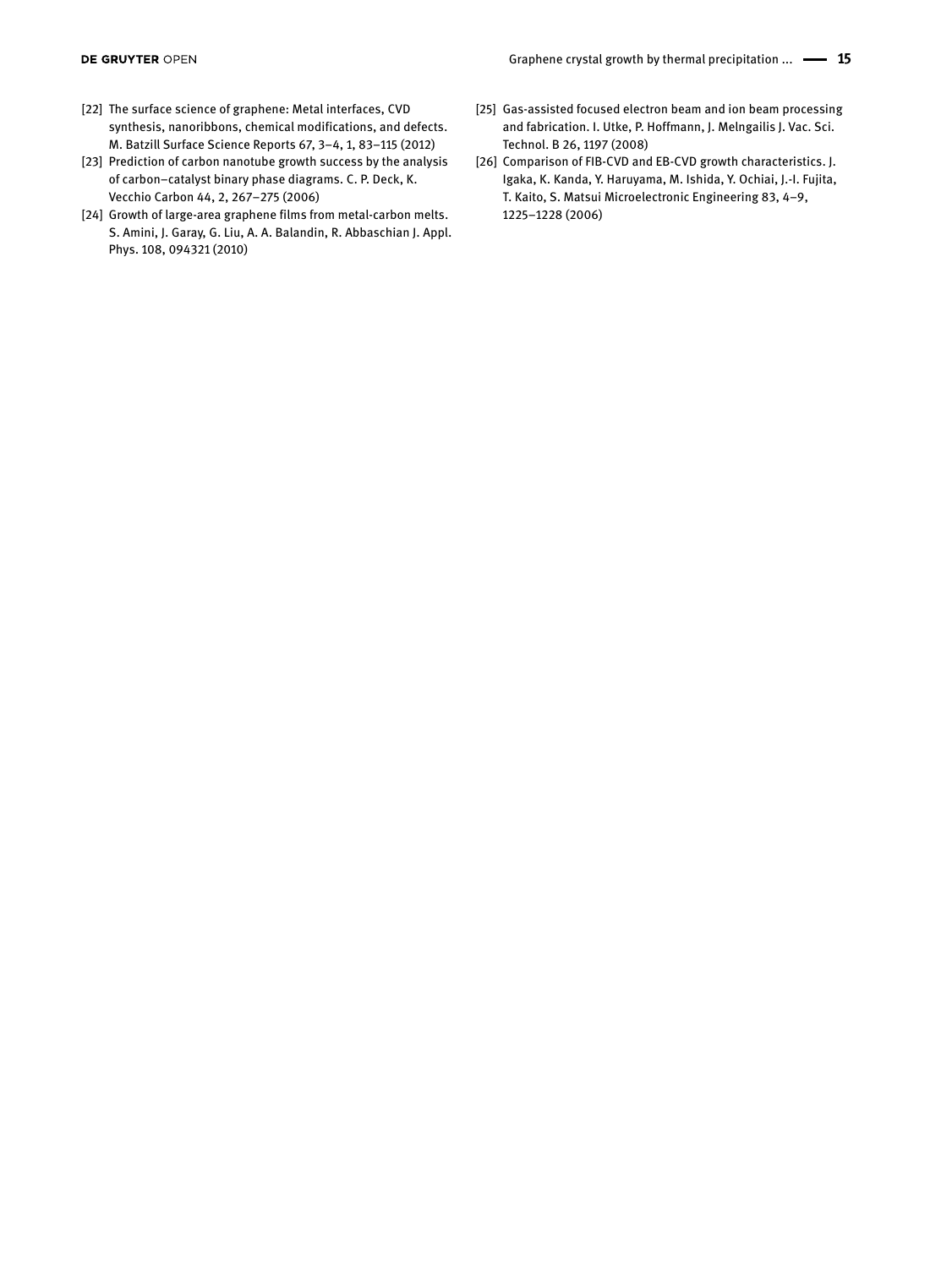[22] The surface science of graphene: Metal interfaces, CVD synthesis, nanoribbons, chemical modifications, and defects. M. Batzill Surface Science Reports 67, 3–4, 1, 83–115 (2012)

[23] Prediction of carbon nanotube growth success by the analysis of carbon–catalyst binary phase diagrams. C. P. Deck, K. Vecchio Carbon 44, 2, 267–275 (2006)

[24] Growth of large-area graphene films from metal-carbon melts. S. Amini, J. Garay, G. Liu, A. A. Balandin, R. Abbaschian J. Appl. Phys. 108, 094321 (2010)

[25] Gas-assisted focused electron beam and ion beam processing and fabrication. I. Utke, P. Hoffmann, J. Melngailis J. Vac. Sci. Technol. B 26, 1197 (2008)

[26] Comparison of FIB-CVD and EB-CVD growth characteristics. J. Igaka, K. Kanda, Y. Haruyama, M. Ishida, Y. Ochiai, J.-I. Fujita, T. Kaito, S. Matsui Microelectronic Engineering 83, 4–9, 1225–1228 (2006)